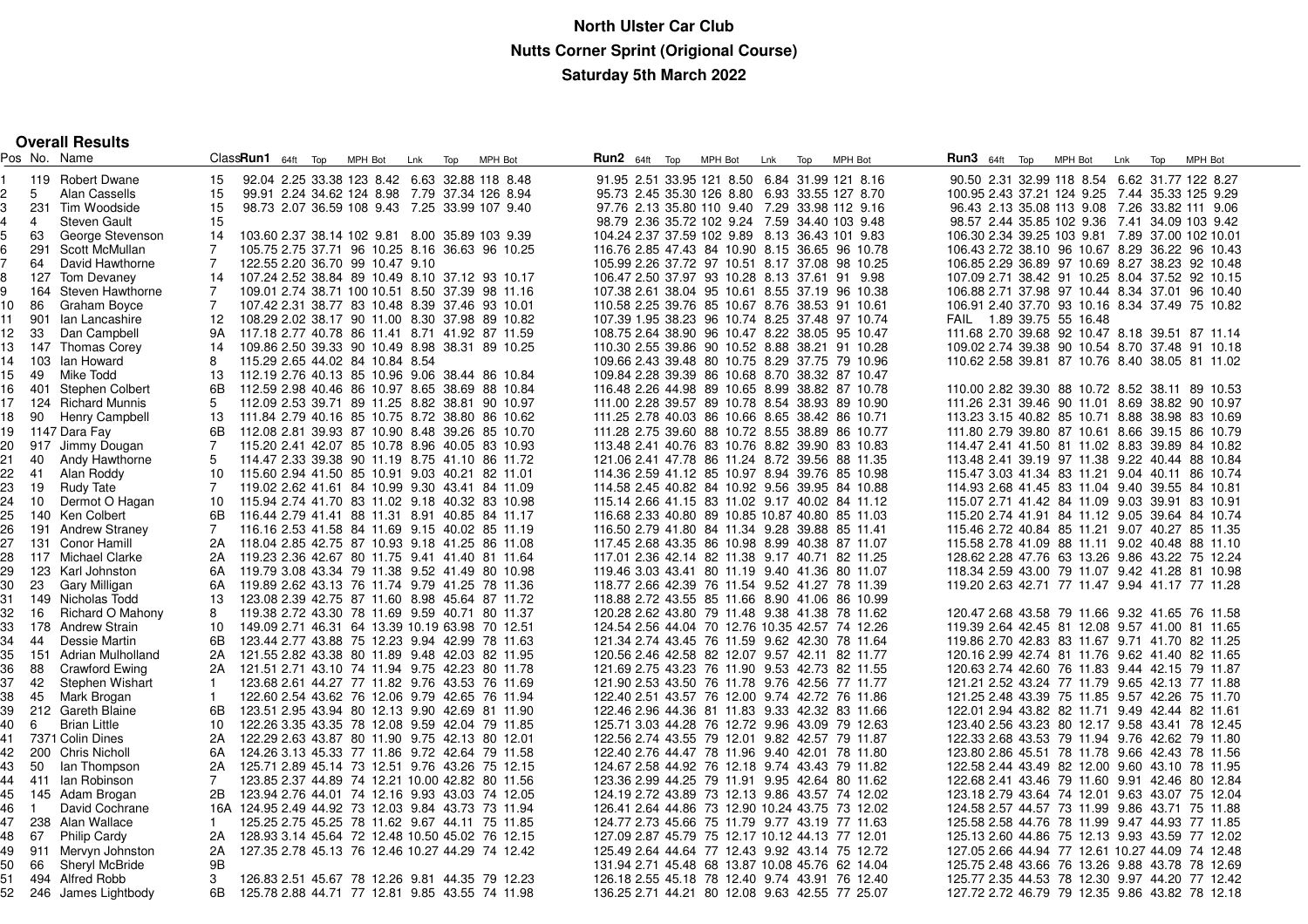# North Ulster Car Club

## Nutts Corner Sprint (Origional Course)

### Saturday 5th March 2022

**Overall Results**

| Pos | No. | Name | Class | Run1 | 64ft | Top | MPH | Bot | Lnk | Top | MPH | Bot | Run2 | 64ft | Top | MPH | Bot | Lnk | Top | MPH | Bot | Run3 | 64ft | Top | MPH | Bot | Lnk | Top | MPH | Bot |
|---|---|---|---|---|---|---|---|---|---|---|---|---|---|---|---|---|---|---|---|---|---|---|---|---|---|---|---|---|---|---|
| 1 | 119 | Robert Dwane | 15 | 92.04 | 2.25 | 33.38 | 123 | 8.42 | 6.63 | 32.88 | 118 | 8.48 | 91.95 | 2.51 | 33.95 | 121 | 8.50 | 6.84 | 31.99 | 121 | 8.16 | 90.50 | 2.31 | 32.99 | 118 | 8.54 | 6.62 | 31.77 | 122 | 8.27 |
| 2 | 5 | Alan Cassells | 15 | 99.91 | 2.24 | 34.62 | 124 | 8.98 | 7.79 | 37.34 | 126 | 8.94 | 95.73 | 2.45 | 35.30 | 126 | 8.80 | 6.93 | 33.55 | 127 | 8.70 | 100.95 | 2.43 | 37.21 | 124 | 9.25 | 7.44 | 35.33 | 125 | 9.29 |
| 3 | 231 | Tim Woodside | 15 | 98.73 | 2.07 | 36.59 | 108 | 9.43 | 7.25 | 33.99 | 107 | 9.40 | 97.76 | 2.13 | 35.80 | 110 | 9.40 | 7.29 | 33.98 | 112 | 9.16 | 96.43 | 2.13 | 35.08 | 113 | 9.08 | 7.26 | 33.82 | 111 | 9.06 |
| 4 | 4 | Steven Gault | 15 | | | | | | | | | | 98.79 | 2.36 | 35.72 | 102 | 9.24 | 7.59 | 34.40 | 103 | 9.48 | 98.57 | 2.44 | 35.85 | 102 | 9.36 | 7.41 | 34.09 | 103 | 9.42 |
| 5 | 63 | George Stevenson | 14 | 103.60 | 2.37 | 38.14 | 102 | 9.81 | 8.00 | 35.89 | 103 | 9.39 | 104.24 | 2.37 | 37.59 | 102 | 9.89 | 8.13 | 36.43 | 101 | 9.83 | 106.30 | 2.34 | 39.25 | 103 | 9.81 | 7.89 | 37.00 | 102 | 10.01 |
| 6 | 291 | Scott McMullan | 7 | 105.75 | 2.75 | 37.71 | 96 | 10.25 | 8.16 | 36.63 | 96 | 10.25 | 116.76 | 2.85 | 47.43 | 84 | 10.90 | 8.15 | 36.65 | 96 | 10.78 | 106.43 | 2.72 | 38.10 | 96 | 10.67 | 8.29 | 36.22 | 96 | 10.43 |
| 7 | 64 | David Hawthorne | 7 | 122.55 | 2.20 | 36.70 | 99 | 10.47 | 9.10 | | | | 105.99 | 2.26 | 37.72 | 97 | 10.51 | 8.17 | 37.08 | 98 | 10.25 | 106.85 | 2.29 | 36.89 | 97 | 10.69 | 8.27 | 38.23 | 92 | 10.48 |
| 8 | 127 | Tom Devaney | 14 | 107.24 | 2.52 | 38.84 | 89 | 10.49 | 8.10 | 37.12 | 93 | 10.17 | 106.47 | 2.50 | 37.97 | 93 | 10.28 | 8.13 | 37.61 | 91 | 9.98 | 107.09 | 2.71 | 38.42 | 91 | 10.25 | 8.04 | 37.52 | 92 | 10.15 |
| 9 | 164 | Steven Hawthorne | 7 | 109.01 | 2.74 | 38.71 | 100 | 10.51 | 8.50 | 37.39 | 98 | 11.16 | 107.38 | 2.61 | 38.04 | 95 | 10.61 | 8.55 | 37.19 | 96 | 10.38 | 106.88 | 2.71 | 37.98 | 97 | 10.44 | 8.34 | 37.01 | 96 | 10.40 |
| 10 | 86 | Graham Boyce | 7 | 107.42 | 2.31 | 38.77 | 83 | 10.48 | 8.39 | 37.46 | 93 | 10.01 | 110.58 | 2.25 | 39.76 | 85 | 10.67 | 8.76 | 38.53 | 91 | 10.61 | 106.91 | 2.40 | 37.70 | 93 | 10.16 | 8.34 | 37.49 | 75 | 10.82 |
| 11 | 901 | Ian Lancashire | 12 | 108.29 | 2.02 | 38.17 | 90 | 11.00 | 8.30 | 37.98 | 89 | 10.82 | 107.39 | 1.95 | 38.23 | 96 | 10.74 | 8.25 | 37.48 | 97 | 10.74 | FAIL | 1.89 | 39.75 | 55 | 16.48 | | | | |
| 12 | 33 | Dan Campbell | 9A | 117.18 | 2.77 | 40.78 | 86 | 11.41 | 8.71 | 41.92 | 87 | 11.59 | 108.75 | 2.64 | 38.90 | 96 | 10.47 | 8.22 | 38.05 | 95 | 10.47 | 111.68 | 2.70 | 39.68 | 92 | 10.47 | 8.18 | 39.51 | 87 | 11.14 |
| 13 | 147 | Thomas Corey | 14 | 109.86 | 2.50 | 39.33 | 90 | 10.49 | 8.98 | 38.31 | 89 | 10.25 | 110.30 | 2.55 | 39.86 | 90 | 10.52 | 8.88 | 38.21 | 91 | 10.28 | 109.02 | 2.74 | 39.38 | 90 | 10.54 | 8.70 | 37.48 | 91 | 10.18 |
| 14 | 103 | Ian Howard | 8 | 115.29 | 2.65 | 44.02 | 84 | 10.84 | 8.54 | | | | 109.66 | 2.43 | 39.48 | 80 | 10.75 | 8.29 | 37.75 | 79 | 10.96 | 110.62 | 2.58 | 39.81 | 87 | 10.76 | 8.40 | 38.05 | 81 | 11.02 |
| 15 | 49 | Mike Todd | 13 | 112.19 | 2.76 | 40.13 | 85 | 10.96 | 9.06 | 38.44 | 86 | 10.84 | 109.84 | 2.28 | 39.39 | 86 | 10.68 | 8.70 | 38.32 | 87 | 10.47 | | | | | | | | | |
| 16 | 401 | Stephen Colbert | 6B | 112.59 | 2.98 | 40.46 | 86 | 10.97 | 8.65 | 38.69 | 88 | 10.84 | 116.48 | 2.26 | 44.98 | 89 | 10.65 | 8.99 | 38.82 | 87 | 10.78 | 110.00 | 2.82 | 39.30 | 88 | 10.72 | 8.52 | 38.11 | 89 | 10.53 |
| 17 | 124 | Richard Munnis | 5 | 112.09 | 2.53 | 39.71 | 89 | 11.25 | 8.82 | 38.81 | 90 | 10.97 | 111.00 | 2.28 | 39.57 | 89 | 10.78 | 8.54 | 38.93 | 89 | 10.90 | 111.26 | 2.31 | 39.46 | 90 | 11.01 | 8.69 | 38.82 | 90 | 10.97 |
| 18 | 90 | Henry Campbell | 13 | 111.84 | 2.79 | 40.16 | 85 | 10.75 | 8.72 | 38.80 | 86 | 10.62 | 111.25 | 2.78 | 40.03 | 86 | 10.66 | 8.65 | 38.42 | 86 | 10.71 | 113.23 | 3.15 | 40.82 | 85 | 10.71 | 8.88 | 38.98 | 83 | 10.69 |
| 19 | 1147 | Dara Fay | 6B | 112.08 | 2.81 | 39.93 | 87 | 10.90 | 8.48 | 39.26 | 85 | 10.70 | 111.28 | 2.75 | 39.60 | 88 | 10.72 | 8.55 | 38.89 | 86 | 10.77 | 111.80 | 2.79 | 39.80 | 87 | 10.61 | 8.66 | 39.15 | 86 | 10.79 |
| 20 | 917 | Jimmy Dougan | 7 | 115.20 | 2.41 | 42.07 | 85 | 10.78 | 8.96 | 40.05 | 83 | 10.93 | 113.48 | 2.41 | 40.76 | 83 | 10.76 | 8.82 | 39.90 | 83 | 10.83 | 114.47 | 2.41 | 41.50 | 81 | 11.02 | 8.83 | 39.89 | 84 | 10.82 |
| 21 | 40 | Andy Hawthorne | 5 | 114.47 | 2.33 | 39.38 | 90 | 11.19 | 8.75 | 41.10 | 86 | 11.72 | 121.06 | 2.41 | 47.78 | 86 | 11.24 | 8.72 | 39.56 | 88 | 11.35 | 113.48 | 2.41 | 39.19 | 97 | 11.38 | 9.22 | 40.44 | 88 | 10.84 |
| 22 | 41 | Alan Roddy | 10 | 115.60 | 2.94 | 41.50 | 85 | 10.91 | 9.03 | 40.21 | 82 | 11.01 | 114.36 | 2.59 | 41.12 | 85 | 10.97 | 8.94 | 39.76 | 85 | 10.98 | 115.47 | 3.03 | 41.34 | 83 | 11.21 | 9.04 | 40.11 | 86 | 10.74 |
| 23 | 19 | Rudy Tate | 7 | 119.02 | 2.62 | 41.61 | 84 | 10.99 | 9.30 | 43.41 | 84 | 11.09 | 114.58 | 2.45 | 40.82 | 84 | 10.92 | 9.56 | 39.95 | 84 | 10.88 | 114.93 | 2.68 | 41.45 | 83 | 11.04 | 9.40 | 39.55 | 84 | 10.81 |
| 24 | 10 | Dermot O Hagan | 10 | 115.94 | 2.74 | 41.70 | 83 | 11.02 | 9.18 | 40.32 | 83 | 10.98 | 115.14 | 2.66 | 41.15 | 83 | 11.02 | 9.17 | 40.02 | 84 | 11.12 | 115.07 | 2.71 | 41.42 | 84 | 11.09 | 9.03 | 39.91 | 83 | 10.91 |
| 25 | 140 | Ken Colbert | 6B | 116.44 | 2.79 | 41.41 | 88 | 11.31 | 8.91 | 40.85 | 84 | 11.17 | 116.68 | 2.33 | 40.80 | 89 | 10.85 | 10.87 | 40.80 | 85 | 11.03 | 115.20 | 2.74 | 41.91 | 84 | 11.12 | 9.05 | 39.64 | 84 | 10.74 |
| 26 | 191 | Andrew Straney | 7 | 116.16 | 2.53 | 41.58 | 84 | 11.69 | 9.15 | 40.02 | 85 | 11.19 | 116.50 | 2.79 | 41.80 | 84 | 11.34 | 9.28 | 39.88 | 85 | 11.41 | 115.46 | 2.72 | 40.84 | 85 | 11.21 | 9.07 | 40.27 | 85 | 11.35 |
| 27 | 131 | Conor Hamill | 2A | 118.04 | 2.85 | 42.75 | 87 | 10.93 | 9.18 | 41.25 | 86 | 11.08 | 117.45 | 2.68 | 43.35 | 86 | 10.98 | 8.99 | 40.38 | 87 | 11.07 | 115.58 | 2.78 | 41.09 | 88 | 11.11 | 9.02 | 40.48 | 88 | 11.10 |
| 28 | 117 | Michael Clarke | 2A | 119.23 | 2.36 | 42.67 | 80 | 11.75 | 9.41 | 41.40 | 81 | 11.64 | 117.01 | 2.36 | 42.14 | 82 | 11.38 | 9.17 | 40.71 | 82 | 11.25 | 128.62 | 2.28 | 47.76 | 63 | 13.26 | 9.86 | 43.22 | 75 | 12.24 |
| 29 | 123 | Karl Johnston | 6A | 119.79 | 3.08 | 43.34 | 79 | 11.38 | 9.52 | 41.49 | 80 | 10.98 | 119.46 | 3.03 | 43.41 | 80 | 11.19 | 9.40 | 41.36 | 80 | 11.07 | 118.34 | 2.59 | 43.00 | 79 | 11.07 | 9.42 | 41.28 | 81 | 10.98 |
| 30 | 23 | Gary Milligan | 6A | 119.89 | 2.62 | 43.13 | 76 | 11.74 | 9.79 | 41.25 | 78 | 11.36 | 118.77 | 2.66 | 42.39 | 76 | 11.54 | 9.52 | 41.27 | 78 | 11.39 | 119.20 | 2.63 | 42.71 | 77 | 11.47 | 9.94 | 41.17 | 77 | 11.28 |
| 31 | 149 | Nicholas Todd | 13 | 123.08 | 2.39 | 42.75 | 87 | 11.60 | 8.98 | 45.64 | 87 | 11.72 | 118.88 | 2.72 | 43.55 | 85 | 11.66 | 8.90 | 41.06 | 86 | 10.99 | | | | | | | | | |
| 32 | 16 | Richard O Mahony | 8 | 119.38 | 2.72 | 43.30 | 78 | 11.69 | 9.59 | 40.71 | 80 | 11.37 | 120.28 | 2.62 | 43.80 | 79 | 11.48 | 9.38 | 41.38 | 78 | 11.62 | 120.47 | 2.68 | 43.58 | 79 | 11.66 | 9.32 | 41.65 | 76 | 11.58 |
| 33 | 178 | Andrew Strain | 10 | 149.09 | 2.71 | 46.31 | 64 | 13.39 | 10.19 | 63.98 | 70 | 12.51 | 124.54 | 2.56 | 44.04 | 70 | 12.76 | 10.35 | 42.57 | 74 | 12.26 | 119.39 | 2.64 | 42.45 | 81 | 12.08 | 9.57 | 41.00 | 81 | 11.65 |
| 34 | 44 | Dessie Martin | 6B | 123.44 | 2.77 | 43.88 | 75 | 12.23 | 9.94 | 42.99 | 78 | 11.63 | 121.34 | 2.74 | 43.45 | 76 | 11.59 | 9.62 | 42.30 | 78 | 11.64 | 119.86 | 2.70 | 42.83 | 83 | 11.67 | 9.71 | 41.70 | 82 | 11.25 |
| 35 | 151 | Adrian Mulholland | 2A | 121.55 | 2.82 | 43.38 | 80 | 11.89 | 9.48 | 42.03 | 82 | 11.95 | 120.56 | 2.46 | 42.58 | 82 | 12.07 | 9.57 | 42.11 | 82 | 11.77 | 120.16 | 2.99 | 42.74 | 81 | 11.76 | 9.62 | 41.40 | 82 | 11.65 |
| 36 | 88 | Crawford Ewing | 2A | 121.51 | 2.71 | 43.10 | 74 | 11.94 | 9.75 | 42.23 | 80 | 11.78 | 121.69 | 2.75 | 43.23 | 76 | 11.90 | 9.53 | 42.73 | 80 | 11.55 | 120.63 | 2.74 | 42.60 | 76 | 11.83 | 9.44 | 42.15 | 79 | 11.87 |
| 37 | 42 | Stephen Wishart | 1 | 123.68 | 2.61 | 44.27 | 77 | 11.82 | 9.76 | 43.53 | 76 | 11.69 | 121.90 | 2.53 | 43.50 | 76 | 11.78 | 9.76 | 42.56 | 77 | 11.77 | 121.21 | 2.52 | 43.24 | 77 | 11.79 | 9.65 | 42.13 | 77 | 11.88 |
| 38 | 45 | Mark Brogan | 1 | 122.60 | 2.54 | 43.62 | 76 | 12.06 | 9.79 | 42.65 | 76 | 11.94 | 122.40 | 2.51 | 43.57 | 76 | 12.00 | 9.74 | 42.72 | 76 | 11.86 | 121.25 | 2.48 | 43.39 | 75 | 11.85 | 9.57 | 42.26 | 75 | 11.70 |
| 39 | 212 | Gareth Blaine | 6B | 123.51 | 2.95 | 43.94 | 80 | 12.13 | 9.90 | 42.69 | 81 | 11.90 | 122.46 | 2.96 | 44.36 | 81 | 11.83 | 9.33 | 42.32 | 83 | 11.66 | 122.01 | 2.94 | 43.82 | 82 | 11.71 | 9.49 | 42.44 | 82 | 11.61 |
| 40 | 6 | Brian Little | 10 | 122.26 | 3.35 | 43.35 | 78 | 12.08 | 9.59 | 42.04 | 79 | 11.85 | 125.71 | 3.03 | 44.28 | 76 | 12.72 | 9.96 | 43.09 | 79 | 12.63 | 123.40 | 2.56 | 43.23 | 80 | 12.17 | 9.58 | 43.41 | 78 | 12.45 |
| 41 | 7371 | Colin Dines | 2A | 122.29 | 2.63 | 43.87 | 80 | 11.90 | 9.75 | 42.13 | 80 | 12.01 | 122.56 | 2.74 | 43.55 | 79 | 12.01 | 9.82 | 42.57 | 79 | 11.87 | 122.33 | 2.68 | 43.53 | 79 | 11.94 | 9.76 | 42.62 | 79 | 11.80 |
| 42 | 200 | Chris Nicholl | 6A | 124.26 | 3.13 | 45.33 | 77 | 11.86 | 9.72 | 42.64 | 79 | 11.58 | 122.40 | 2.76 | 44.47 | 78 | 11.96 | 9.40 | 42.01 | 78 | 11.80 | 123.80 | 2.86 | 45.51 | 78 | 11.78 | 9.66 | 42.43 | 78 | 11.56 |
| 43 | 50 | Ian Thompson | 2A | 125.71 | 2.89 | 45.14 | 73 | 12.51 | 9.76 | 43.26 | 75 | 12.15 | 124.67 | 2.58 | 44.92 | 76 | 12.18 | 9.74 | 43.43 | 79 | 11.82 | 122.58 | 2.44 | 43.49 | 82 | 12.00 | 9.60 | 43.10 | 78 | 11.95 |
| 44 | 411 | Ian Robinson | 7 | 123.85 | 2.37 | 44.89 | 74 | 12.21 | 10.00 | 42.82 | 80 | 11.56 | 123.36 | 2.99 | 44.25 | 79 | 11.91 | 9.95 | 42.64 | 80 | 11.62 | 122.68 | 2.41 | 43.46 | 79 | 11.60 | 9.91 | 42.46 | 80 | 12.84 |
| 45 | 145 | Adam Brogan | 2B | 123.94 | 2.76 | 44.01 | 74 | 12.16 | 9.93 | 43.03 | 74 | 12.05 | 124.19 | 2.72 | 43.89 | 73 | 12.13 | 9.86 | 43.57 | 74 | 12.02 | 123.18 | 2.79 | 43.64 | 79 | 12.01 | 9.63 | 43.07 | 75 | 12.04 |
| 46 | 1 | David Cochrane | 16A | 124.95 | 2.49 | 44.92 | 73 | 12.03 | 9.84 | 43.73 | 73 | 11.94 | 126.41 | 2.64 | 44.86 | 73 | 12.90 | 10.24 | 43.75 | 73 | 12.02 | 124.58 | 2.57 | 44.57 | 73 | 11.99 | 9.86 | 43.71 | 75 | 11.88 |
| 47 | 238 | Alan Wallace | 1 | 125.25 | 2.75 | 45.25 | 78 | 11.62 | 9.67 | 44.11 | 75 | 11.85 | 124.77 | 2.73 | 45.66 | 75 | 11.79 | 9.77 | 43.19 | 77 | 11.63 | 125.58 | 2.58 | 44.76 | 78 | 11.99 | 9.47 | 44.93 | 77 | 11.85 |
| 48 | 67 | Philip Cardy | 2A | 128.93 | 3.14 | 45.64 | 72 | 12.48 | 10.50 | 45.02 | 76 | 12.15 | 127.09 | 2.87 | 45.79 | 75 | 12.17 | 10.12 | 44.13 | 77 | 12.01 | 125.13 | 2.60 | 44.86 | 75 | 12.13 | 9.93 | 43.59 | 77 | 12.02 |
| 49 | 911 | Mervyn Johnston | 2A | 127.35 | 2.78 | 45.13 | 76 | 12.46 | 10.27 | 44.29 | 74 | 12.42 | 125.49 | 2.64 | 44.64 | 77 | 12.43 | 9.92 | 43.14 | 75 | 12.72 | 127.05 | 2.66 | 44.94 | 77 | 12.61 | 10.27 | 44.09 | 74 | 12.48 |
| 50 | 66 | Sheryl McBride | 9B | | | | | | | | | | 131.94 | 2.71 | 45.48 | 68 | 13.87 | 10.08 | 45.76 | 62 | 14.04 | 125.75 | 2.48 | 43.66 | 76 | 13.26 | 9.88 | 43.78 | 78 | 12.69 |
| 51 | 494 | Alfred Robb | 3 | 126.83 | 2.51 | 45.67 | 78 | 12.26 | 9.81 | 44.35 | 79 | 12.23 | 126.18 | 2.55 | 45.18 | 78 | 12.40 | 9.74 | 43.91 | 76 | 12.40 | 125.77 | 2.35 | 44.53 | 78 | 12.30 | 9.97 | 44.20 | 77 | 12.42 |
| 52 | 246 | James Lightbody | 6B | 125.78 | 2.88 | 44.71 | 77 | 12.81 | 9.85 | 43.55 | 74 | 11.98 | 136.25 | 2.71 | 44.21 | 80 | 12.08 | 9.63 | 42.55 | 77 | 25.07 | 127.72 | 2.72 | 46.79 | 79 | 12.35 | 9.86 | 43.82 | 78 | 12.18 |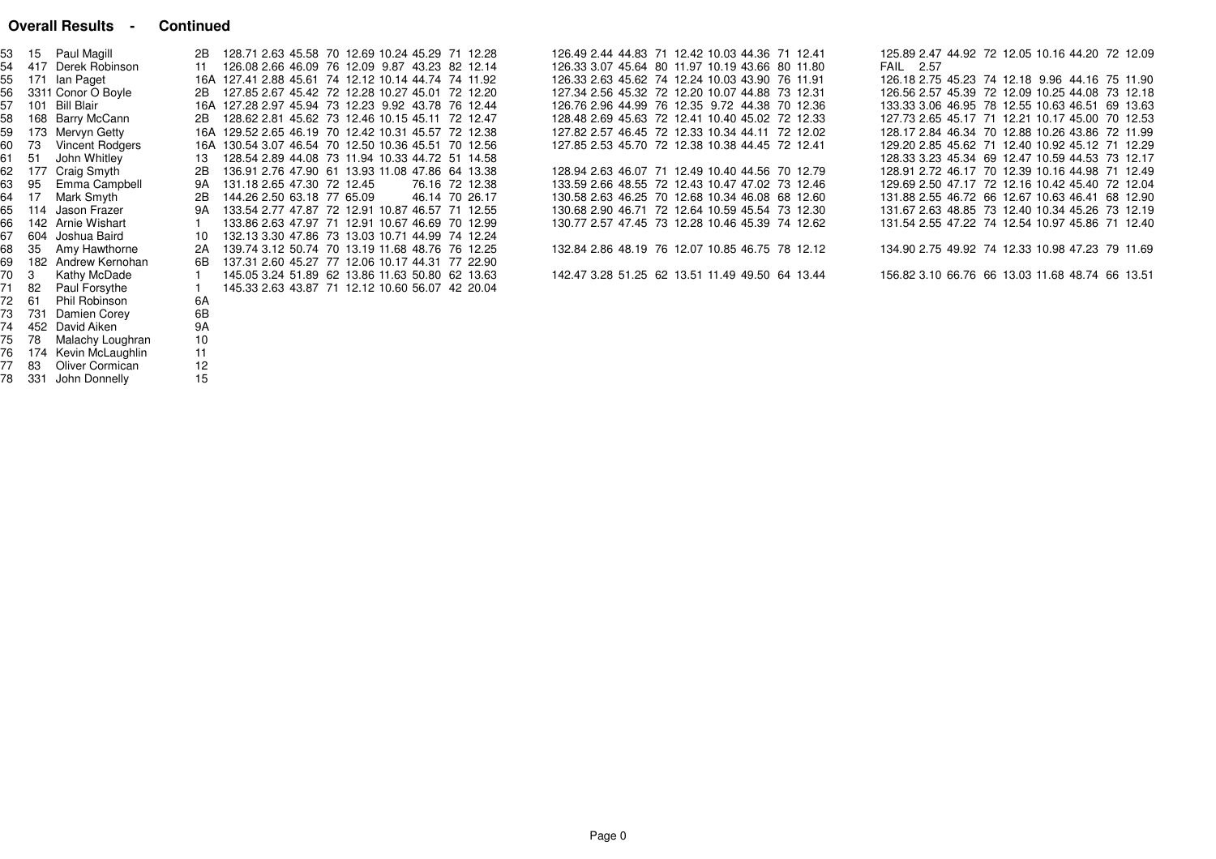## Overall Results - Continued

| | | | | | | | | | | | | | | | | | | | | | | | | | | | | | | |
|---|---|---|---|---|---|---|---|---|---|---|---|---|---|---|---|---|---|---|---|---|---|---|---|---|---|---|---|---|---|---|
| 53 | 15 | Paul Magill | 2B | 128.71 | 2.63 | 45.58 | 70 | 12.69 | 10.24 | 45.29 | 71 | 12.28 | 126.49 | 2.44 | 44.83 | 71 | 12.42 | 10.03 | 44.36 | 71 | 12.41 | 125.89 | 2.47 | 44.92 | 72 | 12.05 | 10.16 | 44.20 | 72 | 12.09 |
| 54 | 417 | Derek Robinson | 11 | 126.08 | 2.66 | 46.09 | 76 | 12.09 | 9.87 | 43.23 | 82 | 12.14 | 126.33 | 3.07 | 45.64 | 80 | 11.97 | 10.19 | 43.66 | 80 | 11.80 | FAIL | 2.57 | | | | | | | |
| 55 | 171 | Ian Paget | 16A | 127.41 | 2.88 | 45.61 | 74 | 12.12 | 10.14 | 44.74 | 74 | 11.92 | 126.33 | 2.63 | 45.62 | 74 | 12.24 | 10.03 | 43.90 | 76 | 11.91 | 126.18 | 2.75 | 45.23 | 74 | 12.18 | 9.96 | 44.16 | 75 | 11.90 |
| 56 | 3311 | Conor O Boyle | 2B | 127.85 | 2.67 | 45.42 | 72 | 12.28 | 10.27 | 45.01 | 72 | 12.20 | 127.34 | 2.56 | 45.32 | 72 | 12.20 | 10.07 | 44.88 | 73 | 12.31 | 126.56 | 2.57 | 45.39 | 72 | 12.09 | 10.25 | 44.08 | 73 | 12.18 |
| 57 | 101 | Bill Blair | 16A | 127.28 | 2.97 | 45.94 | 73 | 12.23 | 9.92 | 43.78 | 76 | 12.44 | 126.76 | 2.96 | 44.99 | 76 | 12.35 | 9.72 | 44.38 | 70 | 12.36 | 133.33 | 3.06 | 46.95 | 78 | 12.55 | 10.63 | 46.51 | 69 | 13.63 |
| 58 | 168 | Barry McCann | 2B | 128.62 | 2.81 | 45.62 | 73 | 12.46 | 10.15 | 45.11 | 72 | 12.47 | 128.48 | 2.69 | 45.63 | 72 | 12.41 | 10.40 | 45.02 | 72 | 12.33 | 127.73 | 2.65 | 45.17 | 71 | 12.21 | 10.17 | 45.00 | 70 | 12.53 |
| 59 | 173 | Mervyn Getty | 16A | 129.52 | 2.65 | 46.19 | 70 | 12.42 | 10.31 | 45.57 | 72 | 12.38 | 127.82 | 2.57 | 46.45 | 72 | 12.33 | 10.34 | 44.11 | 72 | 12.02 | 128.17 | 2.84 | 46.34 | 70 | 12.88 | 10.26 | 43.86 | 72 | 11.99 |
| 60 | 73 | Vincent Rodgers | 16A | 130.54 | 3.07 | 46.54 | 70 | 12.50 | 10.36 | 45.51 | 70 | 12.56 | 127.85 | 2.53 | 45.70 | 72 | 12.38 | 10.38 | 44.45 | 72 | 12.41 | 129.20 | 2.85 | 45.62 | 71 | 12.40 | 10.92 | 45.12 | 71 | 12.29 |
| 61 | 51 | John Whitley | 13 | 128.54 | 2.89 | 44.08 | 73 | 11.94 | 10.33 | 44.72 | 51 | 14.58 | | | | | | | | | | 128.33 | 3.23 | 45.34 | 69 | 12.47 | 10.59 | 44.53 | 73 | 12.17 |
| 62 | 177 | Craig Smyth | 2B | 136.91 | 2.76 | 47.90 | 61 | 13.93 | 11.08 | 47.86 | 64 | 13.38 | 128.94 | 2.63 | 46.07 | 71 | 12.49 | 10.40 | 44.56 | 70 | 12.79 | 128.91 | 2.72 | 46.17 | 70 | 12.39 | 10.16 | 44.98 | 71 | 12.49 |
| 63 | 95 | Emma Campbell | 9A | 131.18 | 2.65 | 47.30 | 72 | 12.45 | | 76.16 | 72 | 12.38 | 133.59 | 2.66 | 48.55 | 72 | 12.43 | 10.47 | 47.02 | 73 | 12.46 | 129.69 | 2.50 | 47.17 | 72 | 12.16 | 10.42 | 45.40 | 72 | 12.04 |
| 64 | 17 | Mark Smyth | 2B | 144.26 | 2.50 | 63.18 | 77 | 65.09 | | 46.14 | 70 | 26.17 | 130.58 | 2.63 | 46.25 | 70 | 12.68 | 10.34 | 46.08 | 68 | 12.60 | 131.88 | 2.55 | 46.72 | 66 | 12.67 | 10.63 | 46.41 | 68 | 12.90 |
| 65 | 114 | Jason Frazer | 9A | 133.54 | 2.77 | 47.87 | 72 | 12.91 | 10.87 | 46.57 | 71 | 12.55 | 130.68 | 2.90 | 46.71 | 72 | 12.64 | 10.59 | 45.54 | 73 | 12.30 | 131.67 | 2.63 | 48.85 | 73 | 12.40 | 10.34 | 45.26 | 73 | 12.19 |
| 66 | 142 | Arnie Wishart | 1 | 133.86 | 2.63 | 47.97 | 71 | 12.91 | 10.67 | 46.69 | 70 | 12.99 | 130.77 | 2.57 | 47.45 | 73 | 12.28 | 10.46 | 45.39 | 74 | 12.62 | 131.54 | 2.55 | 47.22 | 74 | 12.54 | 10.97 | 45.86 | 71 | 12.40 |
| 67 | 604 | Joshua Baird | 10 | 132.13 | 3.30 | 47.86 | 73 | 13.03 | 10.71 | 44.99 | 74 | 12.24 | | | | | | | | | | | | | | | | | | |
| 68 | 35 | Amy Hawthorne | 2A | 139.74 | 3.12 | 50.74 | 70 | 13.19 | 11.68 | 48.76 | 76 | 12.25 | 132.84 | 2.86 | 48.19 | 76 | 12.07 | 10.85 | 46.75 | 78 | 12.12 | 134.90 | 2.75 | 49.92 | 74 | 12.33 | 10.98 | 47.23 | 79 | 11.69 |
| 69 | 182 | Andrew Kernohan | 6B | 137.31 | 2.60 | 45.27 | 77 | 12.06 | 10.17 | 44.31 | 77 | 22.90 | | | | | | | | | | | | | | | | | | |
| 70 | 3 | Kathy McDade | 1 | 145.05 | 3.24 | 51.89 | 62 | 13.86 | 11.63 | 50.80 | 62 | 13.63 | 142.47 | 3.28 | 51.25 | 62 | 13.51 | 11.49 | 49.50 | 64 | 13.44 | 156.82 | 3.10 | 66.76 | 66 | 13.03 | 11.68 | 48.74 | 66 | 13.51 |
| 71 | 82 | Paul Forsythe | 1 | 145.33 | 2.63 | 43.87 | 71 | 12.12 | 10.60 | 56.07 | 42 | 20.04 | | | | | | | | | | | | | | | | | | |
| 72 | 61 | Phil Robinson | 6A | | | | | | | | | | | | | | | | | | | | | | | | | | | |
| 73 | 731 | Damien Corey | 6B | | | | | | | | | | | | | | | | | | | | | | | | | | | |
| 74 | 452 | David Aiken | 9A | | | | | | | | | | | | | | | | | | | | | | | | | | | |
| 75 | 78 | Malachy Loughran | 10 | | | | | | | | | | | | | | | | | | | | | | | | | | | |
| 76 | 174 | Kevin McLaughlin | 11 | | | | | | | | | | | | | | | | | | | | | | | | | | | |
| 77 | 83 | Oliver Cormican | 12 | | | | | | | | | | | | | | | | | | | | | | | | | | | |
| 78 | 331 | John Donnelly | 15 | | | | | | | | | | | | | | | | | | | | | | | | | | | |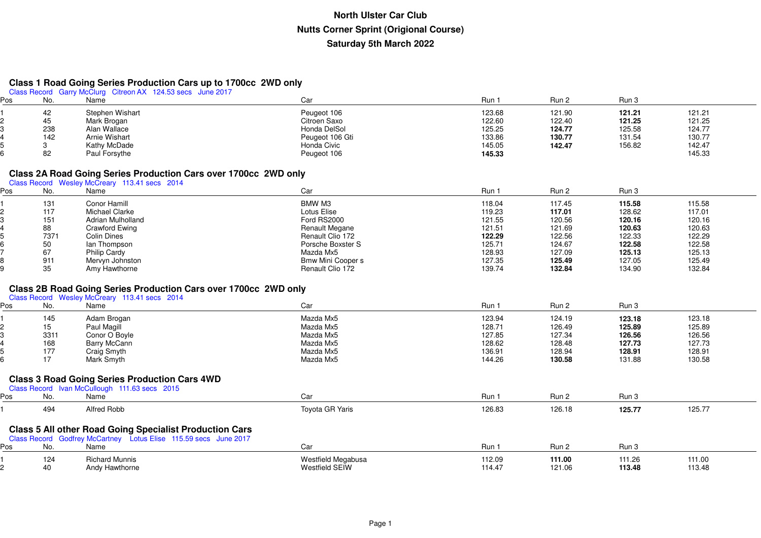# North Ulster Car Club

## Nutts Corner Sprint (Origional Course)

## Saturday 5th March 2022

### Class 1 Road Going Series Production Cars up to 1700cc 2WD only

Class Record Garry McClurg Citreon AX 124.53 secs June 2017

| Pos | No. | Name | Car | Run 1 | Run 2 | Run 3 | |
|---|---|---|---|---|---|---|---|
| 1 | 42 | Stephen Wishart | Peugeot 106 | 123.68 | 121.90 | **121.21** | 121.21 |
| 2 | 45 | Mark Brogan | Citroen Saxo | 122.60 | 122.40 | **121.25** | 121.25 |
| 3 | 238 | Alan Wallace | Honda DelSol | 125.25 | **124.77** | 125.58 | 124.77 |
| 4 | 142 | Arnie Wishart | Peugeot 106 Gti | 133.86 | **130.77** | 131.54 | 130.77 |
| 5 | 3 | Kathy McDade | Honda Civic | 145.05 | **142.47** | 156.82 | 142.47 |
| 6 | 82 | Paul Forsythe | Peugeot 106 | **145.33** | | | 145.33 |

### Class 2A Road Going Series Production Cars over 1700cc 2WD only

Class Record Wesley McCreary 113.41 secs 2014

| Pos | No. | Name | Car | Run 1 | Run 2 | Run 3 | |
|---|---|---|---|---|---|---|---|
| 1 | 131 | Conor Hamill | BMW M3 | 118.04 | 117.45 | **115.58** | 115.58 |
| 2 | 117 | Michael Clarke | Lotus Elise | 119.23 | **117.01** | 128.62 | 117.01 |
| 3 | 151 | Adrian Mulholland | Ford RS2000 | 121.55 | 120.56 | **120.16** | 120.16 |
| 4 | 88 | Crawford Ewing | Renault Megane | 121.51 | 121.69 | **120.63** | 120.63 |
| 5 | 7371 | Colin Dines | Renault Clio 172 | **122.29** | 122.56 | 122.33 | 122.29 |
| 6 | 50 | Ian Thompson | Porsche Boxster S | 125.71 | 124.67 | **122.58** | 122.58 |
| 7 | 67 | Philip Cardy | Mazda Mx5 | 128.93 | 127.09 | **125.13** | 125.13 |
| 8 | 911 | Mervyn Johnston | Bmw Mini Cooper s | 127.35 | **125.49** | 127.05 | 125.49 |
| 9 | 35 | Amy Hawthorne | Renault Clio 172 | 139.74 | **132.84** | 134.90 | 132.84 |

### Class 2B Road Going Series Production Cars over 1700cc 2WD only

Class Record Wesley McCreary 113.41 secs 2014

| Pos | No. | Name | Car | Run 1 | Run 2 | Run 3 | |
|---|---|---|---|---|---|---|---|
| 1 | 145 | Adam Brogan | Mazda Mx5 | 123.94 | 124.19 | **123.18** | 123.18 |
| 2 | 15 | Paul Magill | Mazda Mx5 | 128.71 | 126.49 | **125.89** | 125.89 |
| 3 | 3311 | Conor O Boyle | Mazda Mx5 | 127.85 | 127.34 | **126.56** | 126.56 |
| 4 | 168 | Barry McCann | Mazda Mx5 | 128.62 | 128.48 | **127.73** | 127.73 |
| 5 | 177 | Craig Smyth | Mazda Mx5 | 136.91 | 128.94 | **128.91** | 128.91 |
| 6 | 17 | Mark Smyth | Mazda Mx5 | 144.26 | **130.58** | 131.88 | 130.58 |

### Class 3 Road Going Series Production Cars 4WD

Class Record Ivan McCullough 111.63 secs 2015

| Pos | No. | Name | Car | Run 1 | Run 2 | Run 3 | |
|---|---|---|---|---|---|---|---|
| 1 | 494 | Alfred Robb | Toyota GR Yaris | 126.83 | 126.18 | **125.77** | 125.77 |

### Class 5 All other Road Going Specialist Production Cars

Class Record Godfrey McCartney Lotus Elise 115.59 secs June 2017

| Pos | No. | Name | Car | Run 1 | Run 2 | Run 3 | |
|---|---|---|---|---|---|---|---|
| 1 | 124 | Richard Munnis | Westfield Megabusa | 112.09 | **111.00** | 111.26 | 111.00 |
| 2 | 40 | Andy Hawthorne | Westfield SEIW | 114.47 | 121.06 | **113.48** | 113.48 |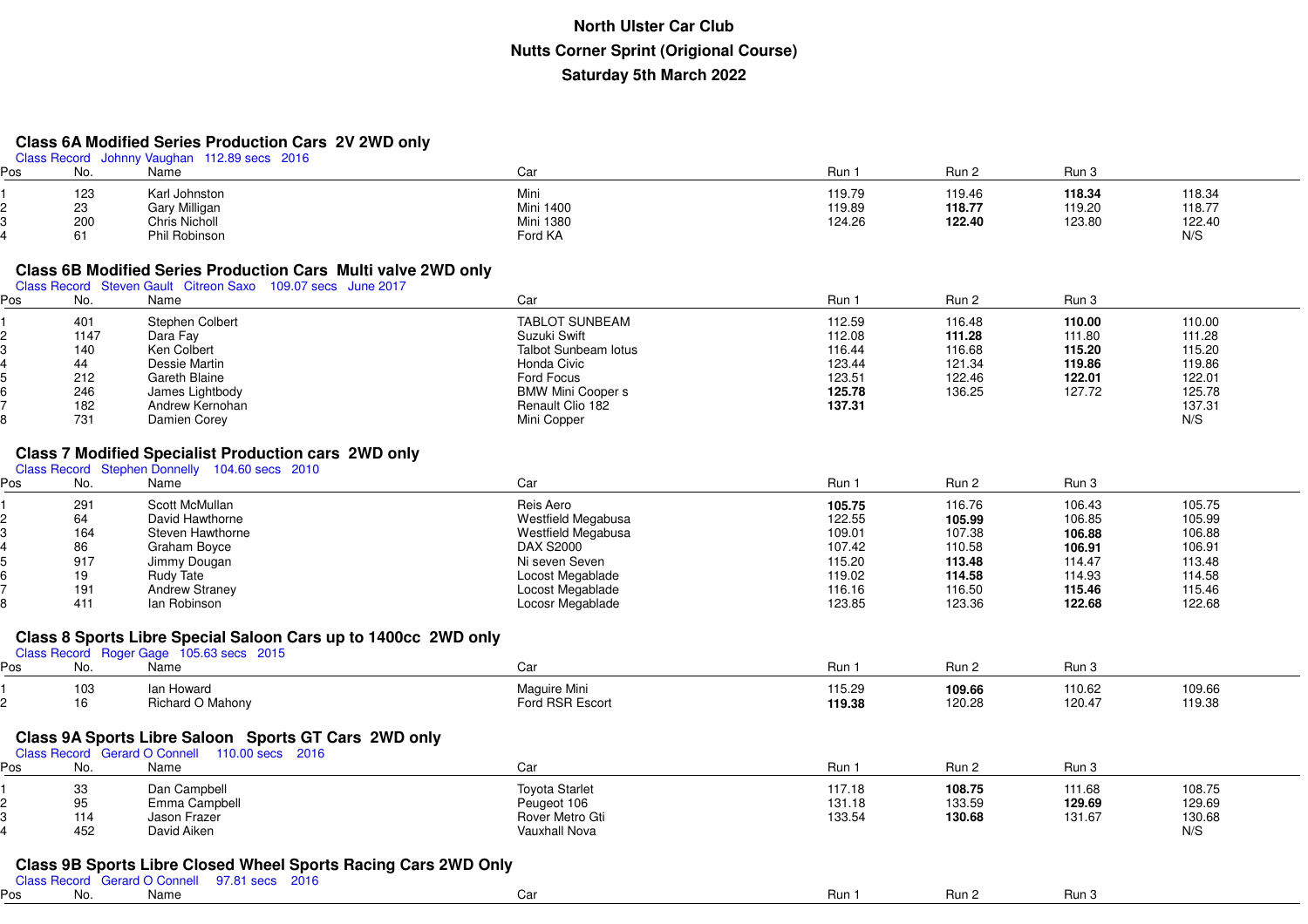**North Ulster Car Club**

**Nutts Corner Sprint (Origional Course)**

**Saturday 5th March 2022**

## Class 6A Modified Series Production Cars 2V 2WD only

Class Record Johnny Vaughan 112.89 secs 2016

| Pos | No. | Name | Car | Run 1 | Run 2 | Run 3 | |
|---|---|---|---|---|---|---|---|
| 1 | 123 | Karl Johnston | Mini | 119.79 | 119.46 | **118.34** | 118.34 |
| 2 | 23 | Gary Milligan | Mini 1400 | 119.89 | **118.77** | 119.20 | 118.77 |
| 3 | 200 | Chris Nicholl | Mini 1380 | 124.26 | **122.40** | 123.80 | 122.40 |
| 4 | 61 | Phil Robinson | Ford KA | | | | N/S |

## Class 6B Modified Series Production Cars Multi valve 2WD only

Class Record Steven Gault Citreon Saxo 109.07 secs June 2017

| Pos | No. | Name | Car | Run 1 | Run 2 | Run 3 | |
|---|---|---|---|---|---|---|---|
| 1 | 401 | Stephen Colbert | TABLOT SUNBEAM | 112.59 | 116.48 | **110.00** | 110.00 |
| 2 | 1147 | Dara Fay | Suzuki Swift | 112.08 | **111.28** | 111.80 | 111.28 |
| 3 | 140 | Ken Colbert | Talbot Sunbeam lotus | 116.44 | 116.68 | **115.20** | 115.20 |
| 4 | 44 | Dessie Martin | Honda Civic | 123.44 | 121.34 | **119.86** | 119.86 |
| 5 | 212 | Gareth Blaine | Ford Focus | 123.51 | 122.46 | **122.01** | 122.01 |
| 6 | 246 | James Lightbody | BMW Mini Cooper s | **125.78** | 136.25 | 127.72 | 125.78 |
| 7 | 182 | Andrew Kernohan | Renault Clio 182 | **137.31** | | | 137.31 |
| 8 | 731 | Damien Corey | Mini Copper | | | | N/S |

## Class 7 Modified Specialist Production cars 2WD only

Class Record Stephen Donnelly 104.60 secs 2010

| Pos | No. | Name | Car | Run 1 | Run 2 | Run 3 | |
|---|---|---|---|---|---|---|---|
| 1 | 291 | Scott McMullan | Reis Aero | **105.75** | 116.76 | 106.43 | 105.75 |
| 2 | 64 | David Hawthorne | Westfield Megabusa | 122.55 | **105.99** | 106.85 | 105.99 |
| 3 | 164 | Steven Hawthorne | Westfield Megabusa | 109.01 | 107.38 | **106.88** | 106.88 |
| 4 | 86 | Graham Boyce | DAX S2000 | 107.42 | 110.58 | **106.91** | 106.91 |
| 5 | 917 | Jimmy Dougan | Ni seven Seven | 115.20 | **113.48** | 114.47 | 113.48 |
| 6 | 19 | Rudy Tate | Locost Megablade | 119.02 | **114.58** | 114.93 | 114.58 |
| 7 | 191 | Andrew Straney | Locost Megablade | 116.16 | 116.50 | **115.46** | 115.46 |
| 8 | 411 | Ian Robinson | Locosr Megablade | 123.85 | 123.36 | **122.68** | 122.68 |

## Class 8 Sports Libre Special Saloon Cars up to 1400cc 2WD only

Class Record Roger Gage 105.63 secs 2015

| Pos | No. | Name | Car | Run 1 | Run 2 | Run 3 | |
|---|---|---|---|---|---|---|---|
| 1 | 103 | Ian Howard | Maguire Mini | 115.29 | **109.66** | 110.62 | 109.66 |
| 2 | 16 | Richard O Mahony | Ford RSR Escort | **119.38** | 120.28 | 120.47 | 119.38 |

## Class 9A Sports Libre Saloon Sports GT Cars 2WD only

Class Record Gerard O Connell 110.00 secs 2016

| Pos | No. | Name | Car | Run 1 | Run 2 | Run 3 | |
|---|---|---|---|---|---|---|---|
| 1 | 33 | Dan Campbell | Toyota Starlet | 117.18 | **108.75** | 111.68 | 108.75 |
| 2 | 95 | Emma Campbell | Peugeot 106 | 131.18 | 133.59 | **129.69** | 129.69 |
| 3 | 114 | Jason Frazer | Rover Metro Gti | 133.54 | **130.68** | 131.67 | 130.68 |
| 4 | 452 | David Aiken | Vauxhall Nova | | | | N/S |

## Class 9B Sports Libre Closed Wheel Sports Racing Cars 2WD Only

Class Record Gerard O Connell 97.81 secs 2016

| Pos | No. | Name | Car | Run 1 | Run 2 | Run 3 |
|---|---|---|---|---|---|---|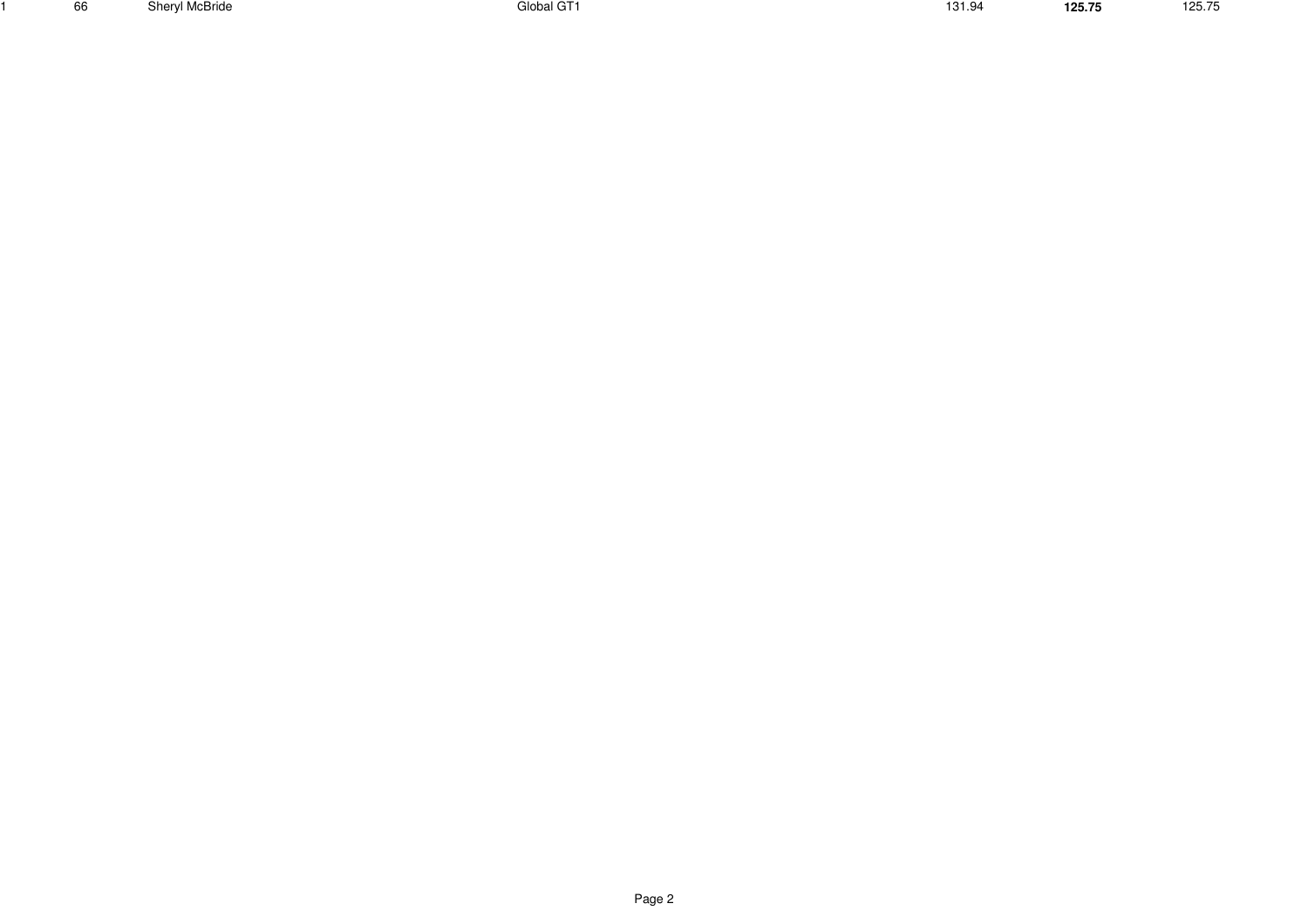| | | | | | | |
|---|---|---|---|---|---|---|
| 1 | 66 | Sheryl McBride | Global GT1 | 131.94 | **125.75** | 125.75 |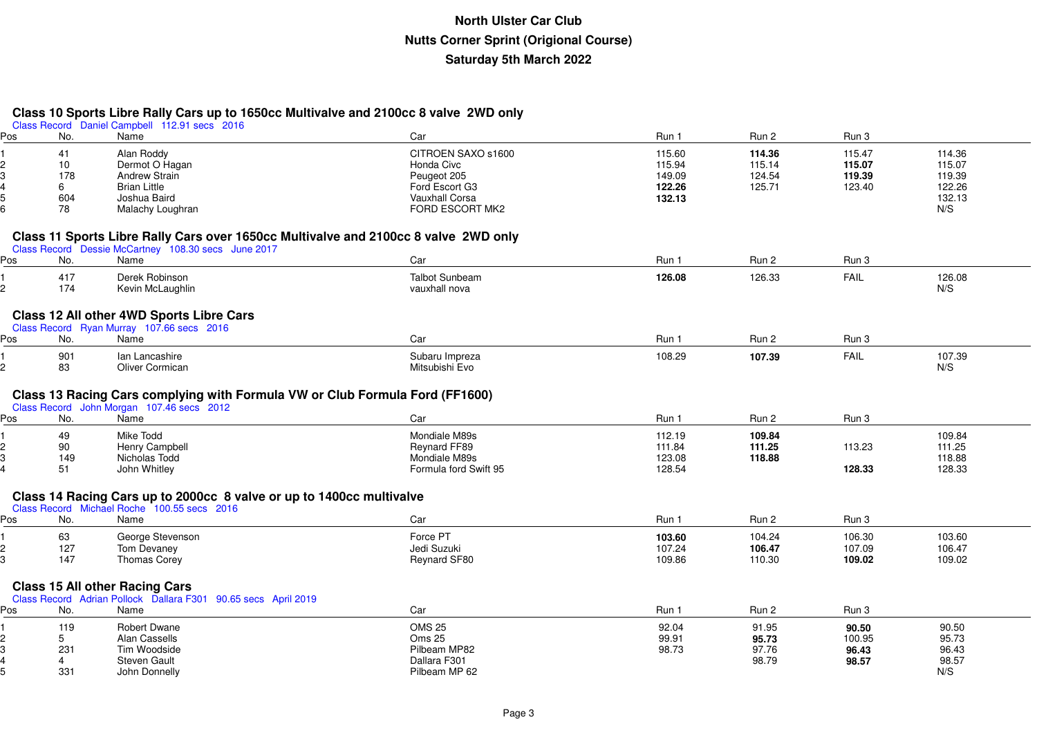# North Ulster Car Club

## Nutts Corner Sprint (Origional Course)

## Saturday 5th March 2022

### Class 10 Sports Libre Rally Cars up to 1650cc Multivalve and 2100cc 8 valve 2WD only

Class Record Daniel Campbell 112.91 secs 2016

| Pos | No. | Name | Car | Run 1 | Run 2 | Run 3 | |
|---|---|---|---|---|---|---|---|
| 1 | 41 | Alan Roddy | CITROEN SAXO s1600 | 115.60 | **114.36** | 115.47 | 114.36 |
| 2 | 10 | Dermot O Hagan | Honda Civc | 115.94 | 115.14 | **115.07** | 115.07 |
| 3 | 178 | Andrew Strain | Peugeot 205 | 149.09 | 124.54 | **119.39** | 119.39 |
| 4 | 6 | Brian Little | Ford Escort G3 | **122.26** | 125.71 | 123.40 | 122.26 |
| 5 | 604 | Joshua Baird | Vauxhall Corsa | **132.13** | | | 132.13 |
| 6 | 78 | Malachy Loughran | FORD ESCORT MK2 | | | | N/S |

### Class 11 Sports Libre Rally Cars over 1650cc Multivalve and 2100cc 8 valve 2WD only

Class Record Dessie McCartney 108.30 secs June 2017

| Pos | No. | Name | Car | Run 1 | Run 2 | Run 3 | |
|---|---|---|---|---|---|---|---|
| 1 | 417 | Derek Robinson | Talbot Sunbeam | **126.08** | 126.33 | FAIL | 126.08 |
| 2 | 174 | Kevin McLaughlin | vauxhall nova | | | | N/S |

### Class 12 All other 4WD Sports Libre Cars

Class Record Ryan Murray 107.66 secs 2016

| Pos | No. | Name | Car | Run 1 | Run 2 | Run 3 | |
|---|---|---|---|---|---|---|---|
| 1 | 901 | Ian Lancashire | Subaru Impreza | 108.29 | **107.39** | FAIL | 107.39 |
| 2 | 83 | Oliver Cormican | Mitsubishi Evo | | | | N/S |

### Class 13 Racing Cars complying with Formula VW or Club Formula Ford (FF1600)

Class Record John Morgan 107.46 secs 2012

| Pos | No. | Name | Car | Run 1 | Run 2 | Run 3 | |
|---|---|---|---|---|---|---|---|
| 1 | 49 | Mike Todd | Mondiale M89s | 112.19 | **109.84** | | 109.84 |
| 2 | 90 | Henry Campbell | Reynard FF89 | 111.84 | **111.25** | 113.23 | 111.25 |
| 3 | 149 | Nicholas Todd | Mondiale M89s | 123.08 | **118.88** | | 118.88 |
| 4 | 51 | John Whitley | Formula ford Swift 95 | 128.54 | | **128.33** | 128.33 |

### Class 14 Racing Cars up to 2000cc 8 valve or up to 1400cc multivalve

Class Record Michael Roche 100.55 secs 2016

| Pos | No. | Name | Car | Run 1 | Run 2 | Run 3 | |
|---|---|---|---|---|---|---|---|
| 1 | 63 | George Stevenson | Force PT | **103.60** | 104.24 | 106.30 | 103.60 |
| 2 | 127 | Tom Devaney | Jedi Suzuki | 107.24 | **106.47** | 107.09 | 106.47 |
| 3 | 147 | Thomas Corey | Reynard SF80 | 109.86 | 110.30 | **109.02** | 109.02 |

### Class 15 All other Racing Cars

Class Record Adrian Pollock Dallara F301 90.65 secs April 2019

| Pos | No. | Name | Car | Run 1 | Run 2 | Run 3 | |
|---|---|---|---|---|---|---|---|
| 1 | 119 | Robert Dwane | OMS 25 | 92.04 | 91.95 | **90.50** | 90.50 |
| 2 | 5 | Alan Cassells | Oms 25 | 99.91 | **95.73** | 100.95 | 95.73 |
| 3 | 231 | Tim Woodside | Pilbeam MP82 | 98.73 | 97.76 | **96.43** | 96.43 |
| 4 | 4 | Steven Gault | Dallara F301 | | 98.79 | **98.57** | 98.57 |
| 5 | 331 | John Donnelly | Pilbeam MP 62 | | | | N/S |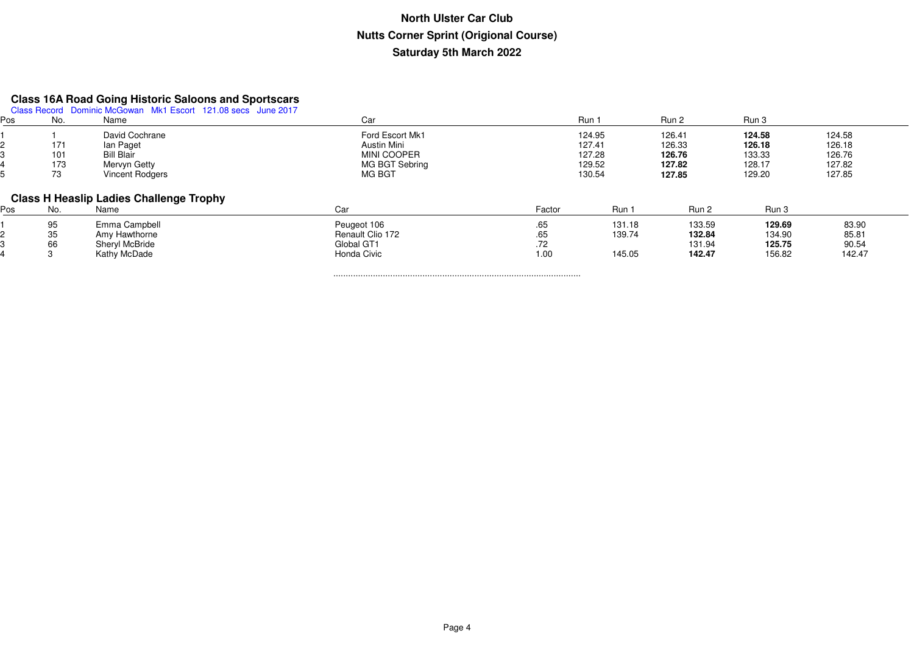# North Ulster Car Club

## Nutts Corner Sprint (Origional Course)

## Saturday 5th March 2022

### Class 16A Road Going Historic Saloons and Sportscars

Class Record Dominic McGowan Mk1 Escort 121.08 secs June 2017

| Pos | No. | Name | Car | Run 1 | Run 2 | Run 3 | |
|---|---|---|---|---|---|---|---|
| 1 | 1 | David Cochrane | Ford Escort Mk1 | 124.95 | 126.41 | **124.58** | 124.58 |
| 2 | 171 | Ian Paget | Austin Mini | 127.41 | 126.33 | **126.18** | 126.18 |
| 3 | 101 | Bill Blair | MINI COOPER | 127.28 | **126.76** | 133.33 | 126.76 |
| 4 | 173 | Mervyn Getty | MG BGT Sebring | 129.52 | **127.82** | 128.17 | 127.82 |
| 5 | 73 | Vincent Rodgers | MG BGT | 130.54 | **127.85** | 129.20 | 127.85 |

### Class H Heaslip Ladies Challenge Trophy

| Pos | No. | Name | Car | Factor | Run 1 | Run 2 | Run 3 | |
|---|---|---|---|---|---|---|---|---|
| 1 | 95 | Emma Campbell | Peugeot 106 | .65 | 131.18 | 133.59 | **129.69** | 83.90 |
| 2 | 35 | Amy Hawthorne | Renault Clio 172 | .65 | 139.74 | **132.84** | 134.90 | 85.81 |
| 3 | 66 | Sheryl McBride | Global GT1 | .72 | | 131.94 | **125.75** | 90.54 |
| 4 | 3 | Kathy McDade | Honda Civic | 1.00 | 145.05 | **142.47** | 156.82 | 142.47 |

.................................................................................................